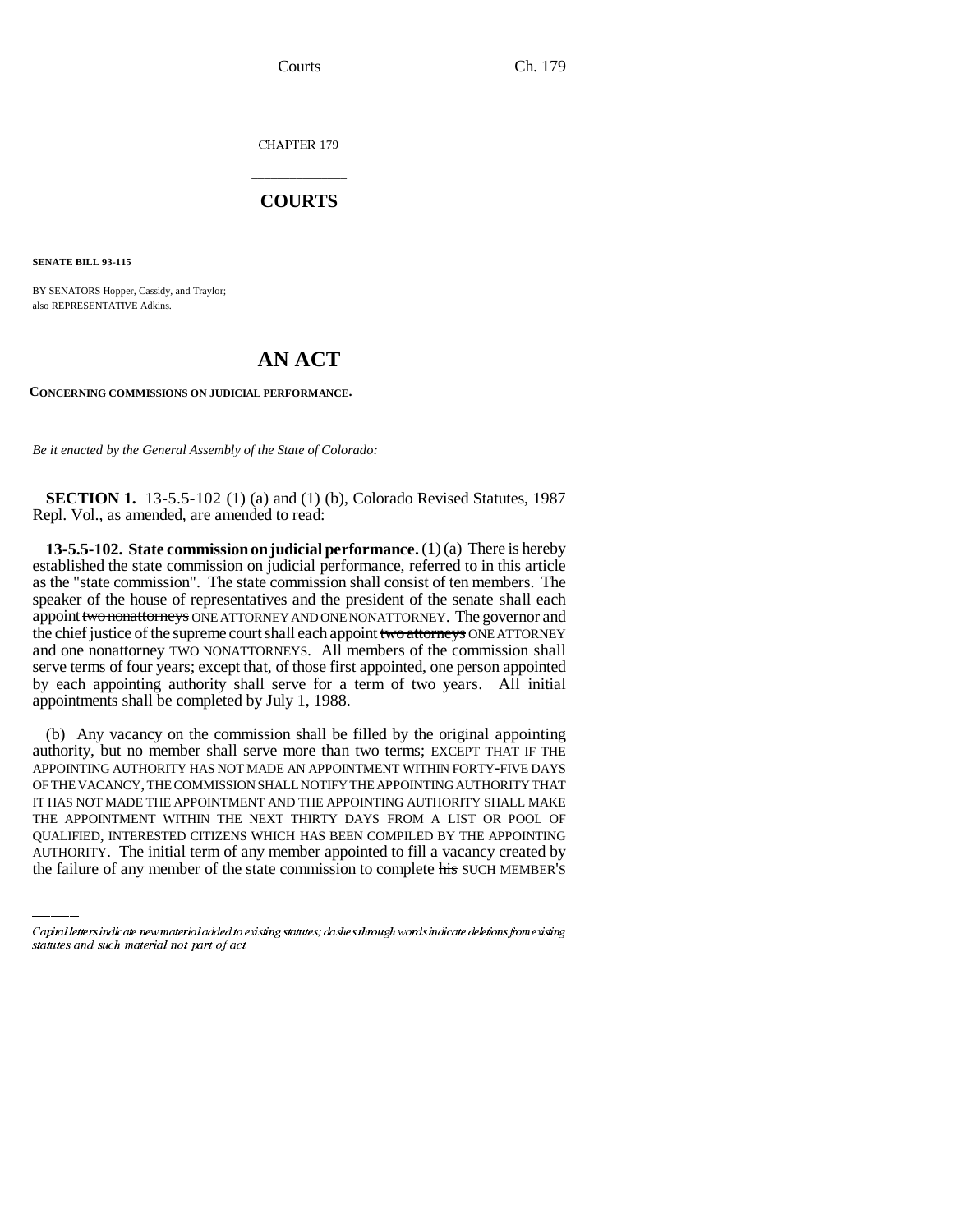CHAPTER 179

## COURTS

**SENATE BILL 93-115**

BY SENATORS Hopper, Cassidy, and Traylor;
also REPRESENTATIVE Adkins.

# AN ACT

**CONCERNING COMMISSIONS ON JUDICIAL PERFORMANCE.**

*Be it enacted by the General Assembly of the State of Colorado:*

**SECTION 1.** 13-5.5-102 (1) (a) and (1) (b), Colorado Revised Statutes, 1987 Repl. Vol., as amended, are amended to read:

**13-5.5-102. State commission on judicial performance.** (1) (a) There is hereby established the state commission on judicial performance, referred to in this article as the "state commission". The state commission shall consist of ten members. The speaker of the house of representatives and the president of the senate shall each appoint ~~two nonattorneys~~ ONE ATTORNEY AND ONE NONATTORNEY. The governor and the chief justice of the supreme court shall each appoint ~~two attorneys~~ ONE ATTORNEY and ~~one nonattorney~~ TWO NONATTORNEYS. All members of the commission shall serve terms of four years; except that, of those first appointed, one person appointed by each appointing authority shall serve for a term of two years. All initial appointments shall be completed by July 1, 1988.

(b) Any vacancy on the commission shall be filled by the original appointing authority, but no member shall serve more than two terms; EXCEPT THAT IF THE APPOINTING AUTHORITY HAS NOT MADE AN APPOINTMENT WITHIN FORTY-FIVE DAYS OF THE VACANCY, THE COMMISSION SHALL NOTIFY THE APPOINTING AUTHORITY THAT IT HAS NOT MADE THE APPOINTMENT AND THE APPOINTING AUTHORITY SHALL MAKE THE APPOINTMENT WITHIN THE NEXT THIRTY DAYS FROM A LIST OR POOL OF QUALIFIED, INTERESTED CITIZENS WHICH HAS BEEN COMPILED BY THE APPOINTING AUTHORITY. The initial term of any member appointed to fill a vacancy created by the failure of any member of the state commission to complete ~~his~~ SUCH MEMBER'S

*Capital letters indicate new material added to existing statutes; dashes through words indicate deletions from existing statutes and such material not part of act.*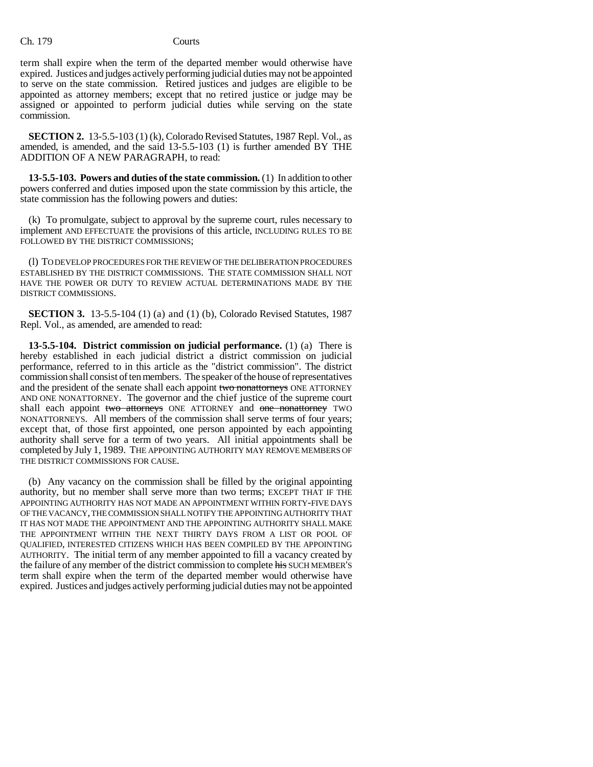term shall expire when the term of the departed member would otherwise have expired. Justices and judges actively performing judicial duties may not be appointed to serve on the state commission. Retired justices and judges are eligible to be appointed as attorney members; except that no retired justice or judge may be assigned or appointed to perform judicial duties while serving on the state commission.

**SECTION 2.** 13-5.5-103 (1) (k), Colorado Revised Statutes, 1987 Repl. Vol., as amended, is amended, and the said 13-5.5-103 (1) is further amended BY THE ADDITION OF A NEW PARAGRAPH, to read:

**13-5.5-103. Powers and duties of the state commission.** (1) In addition to other powers conferred and duties imposed upon the state commission by this article, the state commission has the following powers and duties:

(k) To promulgate, subject to approval by the supreme court, rules necessary to implement AND EFFECTUATE the provisions of this article, INCLUDING RULES TO BE FOLLOWED BY THE DISTRICT COMMISSIONS;

(l) TO DEVELOP PROCEDURES FOR THE REVIEW OF THE DELIBERATION PROCEDURES ESTABLISHED BY THE DISTRICT COMMISSIONS. THE STATE COMMISSION SHALL NOT HAVE THE POWER OR DUTY TO REVIEW ACTUAL DETERMINATIONS MADE BY THE DISTRICT COMMISSIONS.

**SECTION 3.** 13-5.5-104 (1) (a) and (1) (b), Colorado Revised Statutes, 1987 Repl. Vol., as amended, are amended to read:

**13-5.5-104. District commission on judicial performance.** (1) (a) There is hereby established in each judicial district a district commission on judicial performance, referred to in this article as the "district commission". The district commission shall consist of ten members. The speaker of the house of representatives and the president of the senate shall each appoint ~~two nonattorneys~~ ONE ATTORNEY AND ONE NONATTORNEY. The governor and the chief justice of the supreme court shall each appoint ~~two attorneys~~ ONE ATTORNEY and ~~one nonattorney~~ TWO NONATTORNEYS. All members of the commission shall serve terms of four years; except that, of those first appointed, one person appointed by each appointing authority shall serve for a term of two years. All initial appointments shall be completed by July 1, 1989. THE APPOINTING AUTHORITY MAY REMOVE MEMBERS OF THE DISTRICT COMMISSIONS FOR CAUSE.

(b) Any vacancy on the commission shall be filled by the original appointing authority, but no member shall serve more than two terms; EXCEPT THAT IF THE APPOINTING AUTHORITY HAS NOT MADE AN APPOINTMENT WITHIN FORTY-FIVE DAYS OF THE VACANCY, THE COMMISSION SHALL NOTIFY THE APPOINTING AUTHORITY THAT IT HAS NOT MADE THE APPOINTMENT AND THE APPOINTING AUTHORITY SHALL MAKE THE APPOINTMENT WITHIN THE NEXT THIRTY DAYS FROM A LIST OR POOL OF QUALIFIED, INTERESTED CITIZENS WHICH HAS BEEN COMPILED BY THE APPOINTING AUTHORITY. The initial term of any member appointed to fill a vacancy created by the failure of any member of the district commission to complete ~~his~~ SUCH MEMBER'S term shall expire when the term of the departed member would otherwise have expired. Justices and judges actively performing judicial duties may not be appointed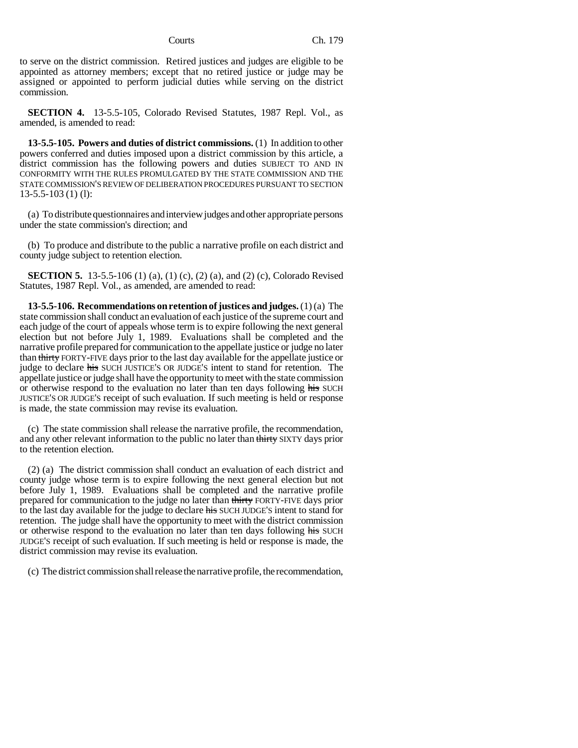to serve on the district commission. Retired justices and judges are eligible to be appointed as attorney members; except that no retired justice or judge may be assigned or appointed to perform judicial duties while serving on the district commission.

**SECTION 4.** 13-5.5-105, Colorado Revised Statutes, 1987 Repl. Vol., as amended, is amended to read:

**13-5.5-105. Powers and duties of district commissions.** (1) In addition to other powers conferred and duties imposed upon a district commission by this article, a district commission has the following powers and duties SUBJECT TO AND IN CONFORMITY WITH THE RULES PROMULGATED BY THE STATE COMMISSION AND THE STATE COMMISSION'S REVIEW OF DELIBERATION PROCEDURES PURSUANT TO SECTION 13-5.5-103 (1) (l):

(a) To distribute questionnaires and interview judges and other appropriate persons under the state commission's direction; and

(b) To produce and distribute to the public a narrative profile on each district and county judge subject to retention election.

**SECTION 5.** 13-5.5-106 (1) (a), (1) (c), (2) (a), and (2) (c), Colorado Revised Statutes, 1987 Repl. Vol., as amended, are amended to read:

**13-5.5-106. Recommendations on retention of justices and judges.** (1) (a) The state commission shall conduct an evaluation of each justice of the supreme court and each judge of the court of appeals whose term is to expire following the next general election but not before July 1, 1989. Evaluations shall be completed and the narrative profile prepared for communication to the appellate justice or judge no later than ~~thirty~~ FORTY-FIVE days prior to the last day available for the appellate justice or judge to declare ~~his~~ SUCH JUSTICE'S OR JUDGE'S intent to stand for retention. The appellate justice or judge shall have the opportunity to meet with the state commission or otherwise respond to the evaluation no later than ten days following ~~his~~ SUCH JUSTICE'S OR JUDGE'S receipt of such evaluation. If such meeting is held or response is made, the state commission may revise its evaluation.

(c) The state commission shall release the narrative profile, the recommendation, and any other relevant information to the public no later than ~~thirty~~ SIXTY days prior to the retention election.

(2) (a) The district commission shall conduct an evaluation of each district and county judge whose term is to expire following the next general election but not before July 1, 1989. Evaluations shall be completed and the narrative profile prepared for communication to the judge no later than ~~thirty~~ FORTY-FIVE days prior to the last day available for the judge to declare ~~his~~ SUCH JUDGE'S intent to stand for retention. The judge shall have the opportunity to meet with the district commission or otherwise respond to the evaluation no later than ten days following ~~his~~ SUCH JUDGE'S receipt of such evaluation. If such meeting is held or response is made, the district commission may revise its evaluation.

(c) The district commission shall release the narrative profile, the recommendation,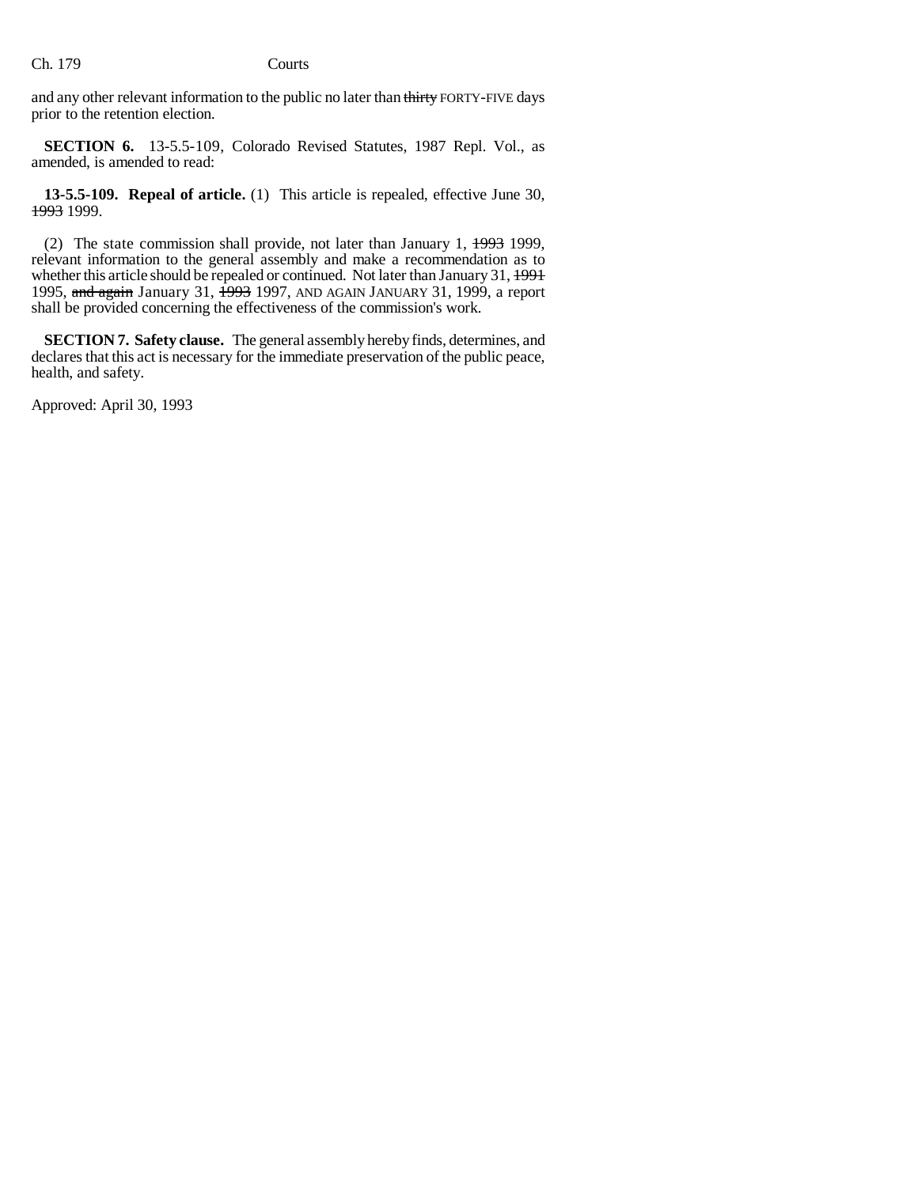and any other relevant information to the public no later than ~~thirty~~ FORTY-FIVE days prior to the retention election.

**SECTION 6.** 13-5.5-109, Colorado Revised Statutes, 1987 Repl. Vol., as amended, is amended to read:

**13-5.5-109. Repeal of article.** (1) This article is repealed, effective June 30, ~~1993~~ 1999.

(2) The state commission shall provide, not later than January 1, ~~1993~~ 1999, relevant information to the general assembly and make a recommendation as to whether this article should be repealed or continued. Not later than January 31, ~~1991~~ 1995, ~~and again~~ January 31, ~~1993~~ 1997, AND AGAIN JANUARY 31, 1999, a report shall be provided concerning the effectiveness of the commission's work.

**SECTION 7. Safety clause.** The general assembly hereby finds, determines, and declares that this act is necessary for the immediate preservation of the public peace, health, and safety.

Approved: April 30, 1993